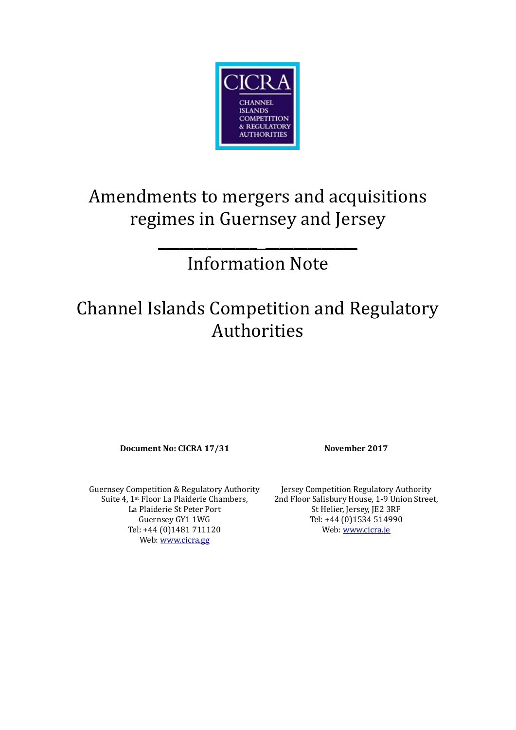CICRA

CHANNEL ISLANDS COMPETITION & REGULATORY AUTHORITIES

# Amendments to mergers and acquisitions regimes in Guernsey and Jersey

---

## Information Note

## Channel Islands Competition and Regulatory Authorities

**Document No: CICRA 17/31**

**November 2017**

Guernsey Competition & Regulatory Authority
Suite 4, 1st Floor La Plaiderie Chambers,
La Plaiderie St Peter Port
Guernsey GY1 1WG
Tel: +44 (0)1481 711120
Web: www.cicra.gg

Jersey Competition Regulatory Authority
2nd Floor Salisbury House, 1-9 Union Street,
St Helier, Jersey, JE2 3RF
Tel: +44 (0)1534 514990
Web: www.cicra.je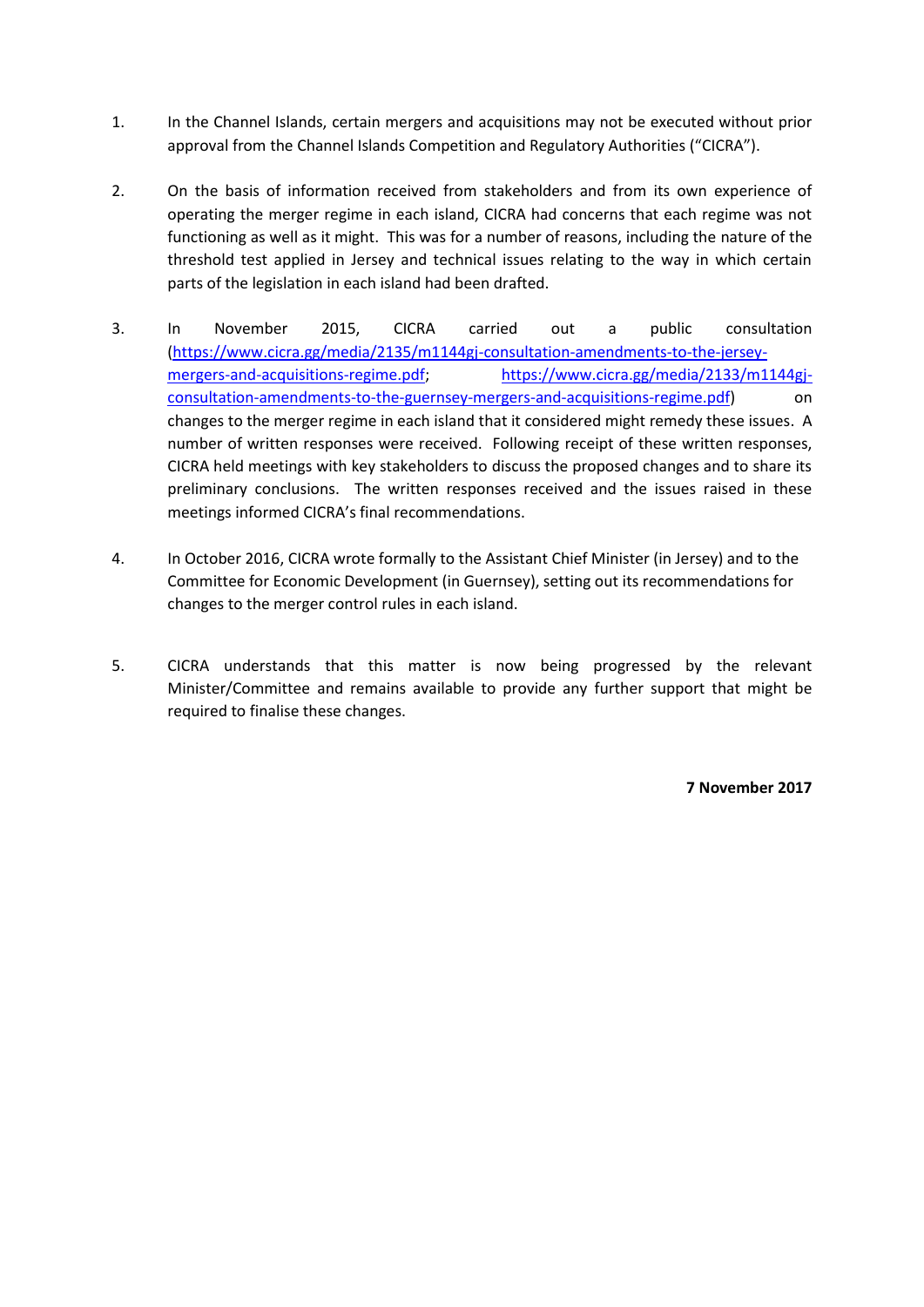1. In the Channel Islands, certain mergers and acquisitions may not be executed without prior approval from the Channel Islands Competition and Regulatory Authorities ("CICRA").

2. On the basis of information received from stakeholders and from its own experience of operating the merger regime in each island, CICRA had concerns that each regime was not functioning as well as it might. This was for a number of reasons, including the nature of the threshold test applied in Jersey and technical issues relating to the way in which certain parts of the legislation in each island had been drafted.

3. In November 2015, CICRA carried out a public consultation ([https://www.cicra.gg/media/2135/m1144gj-consultation-amendments-to-the-jersey-mergers-and-acquisitions-regime.pdf](https://www.cicra.gg/media/2135/m1144gj-consultation-amendments-to-the-jersey-mergers-and-acquisitions-regime.pdf); [https://www.cicra.gg/media/2133/m1144gj-consultation-amendments-to-the-guernsey-mergers-and-acquisitions-regime.pdf](https://www.cicra.gg/media/2133/m1144gj-consultation-amendments-to-the-guernsey-mergers-and-acquisitions-regime.pdf)) on changes to the merger regime in each island that it considered might remedy these issues. A number of written responses were received. Following receipt of these written responses, CICRA held meetings with key stakeholders to discuss the proposed changes and to share its preliminary conclusions. The written responses received and the issues raised in these meetings informed CICRA's final recommendations.

4. In October 2016, CICRA wrote formally to the Assistant Chief Minister (in Jersey) and to the Committee for Economic Development (in Guernsey), setting out its recommendations for changes to the merger control rules in each island.

5. CICRA understands that this matter is now being progressed by the relevant Minister/Committee and remains available to provide any further support that might be required to finalise these changes.

**7 November 2017**